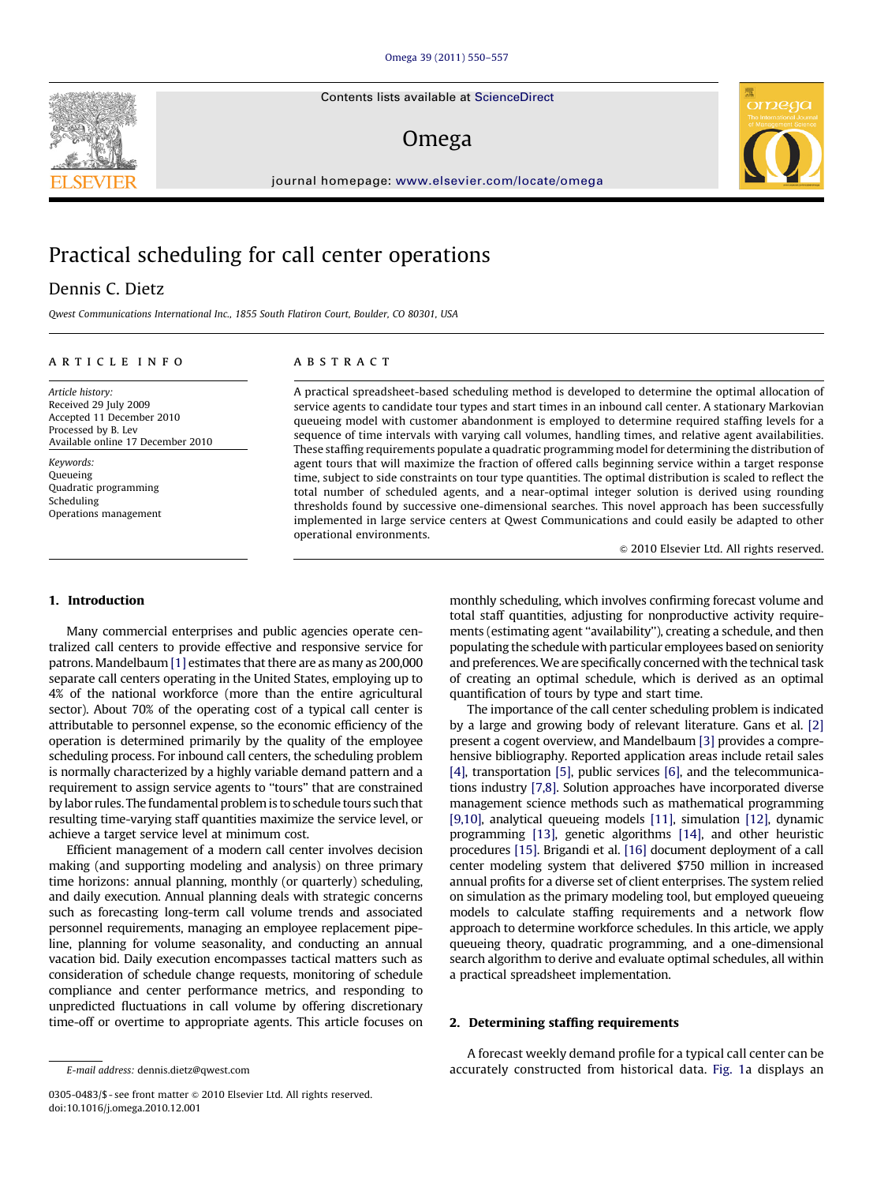# Practical scheduling for call center operations

Dennis C. Dietz

*Qwest Communications International Inc., 1855 South Flatiron Court, Boulder, CO 80301, USA*

## ARTICLE INFO

*Article history:*
Received 29 July 2009
Accepted 11 December 2010
Processed by B. Lev
Available online 17 December 2010

*Keywords:*
Queueing
Quadratic programming
Scheduling
Operations management

## ABSTRACT

A practical spreadsheet-based scheduling method is developed to determine the optimal allocation of service agents to candidate tour types and start times in an inbound call center. A stationary Markovian queueing model with customer abandonment is employed to determine required staffing levels for a sequence of time intervals with varying call volumes, handling times, and relative agent availabilities. These staffing requirements populate a quadratic programming model for determining the distribution of agent tours that will maximize the fraction of offered calls beginning service within a target response time, subject to side constraints on tour type quantities. The optimal distribution is scaled to reflect the total number of scheduled agents, and a near-optimal integer solution is derived using rounding thresholds found by successive one-dimensional searches. This novel approach has been successfully implemented in large service centers at Qwest Communications and could easily be adapted to other operational environments.

© 2010 Elsevier Ltd. All rights reserved.

## 1. Introduction

Many commercial enterprises and public agencies operate centralized call centers to provide effective and responsive service for patrons. Mandelbaum [1] estimates that there are as many as 200,000 separate call centers operating in the United States, employing up to 4% of the national workforce (more than the entire agricultural sector). About 70% of the operating cost of a typical call center is attributable to personnel expense, so the economic efficiency of the operation is determined primarily by the quality of the employee scheduling process. For inbound call centers, the scheduling problem is normally characterized by a highly variable demand pattern and a requirement to assign service agents to "tours" that are constrained by labor rules. The fundamental problem is to schedule tours such that resulting time-varying staff quantities maximize the service level, or achieve a target service level at minimum cost.

Efficient management of a modern call center involves decision making (and supporting modeling and analysis) on three primary time horizons: annual planning, monthly (or quarterly) scheduling, and daily execution. Annual planning deals with strategic concerns such as forecasting long-term call volume trends and associated personnel requirements, managing an employee replacement pipeline, planning for volume seasonality, and conducting an annual vacation bid. Daily execution encompasses tactical matters such as consideration of schedule change requests, monitoring of schedule compliance and center performance metrics, and responding to unpredicted fluctuations in call volume by offering discretionary time-off or overtime to appropriate agents. This article focuses on monthly scheduling, which involves confirming forecast volume and total staff quantities, adjusting for nonproductive activity requirements (estimating agent "availability"), creating a schedule, and then populating the schedule with particular employees based on seniority and preferences. We are specifically concerned with the technical task of creating an optimal schedule, which is derived as an optimal quantification of tours by type and start time.

The importance of the call center scheduling problem is indicated by a large and growing body of relevant literature. Gans et al. [2] present a cogent overview, and Mandelbaum [3] provides a comprehensive bibliography. Reported application areas include retail sales [4], transportation [5], public services [6], and the telecommunications industry [7,8]. Solution approaches have incorporated diverse management science methods such as mathematical programming [9,10], analytical queueing models [11], simulation [12], dynamic programming [13], genetic algorithms [14], and other heuristic procedures [15]. Brigandi et al. [16] document deployment of a call center modeling system that delivered $750 million in increased annual profits for a diverse set of client enterprises. The system relied on simulation as the primary modeling tool, but employed queueing models to calculate staffing requirements and a network flow approach to determine workforce schedules. In this article, we apply queueing theory, quadratic programming, and a one-dimensional search algorithm to derive and evaluate optimal schedules, all within a practical spreadsheet implementation.

## 2. Determining staffing requirements

A forecast weekly demand profile for a typical call center can be accurately constructed from historical data. Fig. 1a displays an

E-mail address: dennis.dietz@qwest.com

0305-0483/$ - see front matter © 2010 Elsevier Ltd. All rights reserved.
doi:10.1016/j.omega.2010.12.001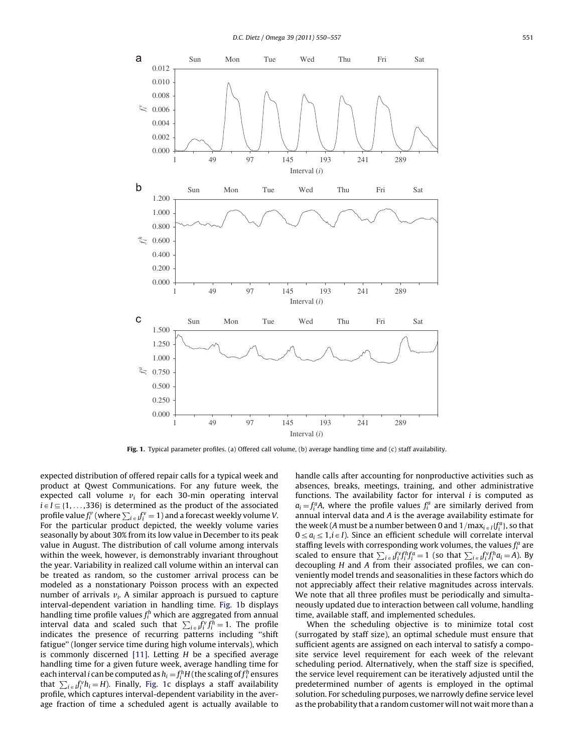Fig. 1. Typical parameter profiles. (a) Offered call volume, (b) average handling time and (c) staff availability.

expected distribution of offered repair calls for a typical week and product at Qwest Communications. For any future week, the expected call volume $v_i$ for each 30-min operating interval $i \in I \subseteq \{1, \ldots, 336\}$ is determined as the product of the associated profile value $f_i^v$ (where $\sum_{i \in I} f_i^v = 1$) and a forecast weekly volume $V$. For the particular product depicted, the weekly volume varies seasonally by about 30% from its low value in December to its peak value in August. The distribution of call volume among intervals within the week, however, is demonstrably invariant throughout the year. Variability in realized call volume within an interval can be treated as random, so the customer arrival process can be modeled as a nonstationary Poisson process with an expected number of arrivals $v_i$. A similar approach is pursued to capture interval-dependent variation in handling time. Fig. 1b displays handling time profile values $f_i^h$ which are aggregated from annual interval data and scaled such that $\sum_{i \in I} f_i^v f_i^h = 1$. The profile indicates the presence of recurring patterns including "shift fatigue" (longer service time during high volume intervals), which is commonly discerned [11]. Letting $H$ be a specified average handling time for a given future week, average handling time for each interval $i$ can be computed as $h_i = f_i^h H$ (the scaling of $f_i^h$ ensures that $\sum_{i \in I} f_i^v h_i = H$). Finally, Fig. 1c displays a staff availability profile, which captures interval-dependent variability in the average fraction of time a scheduled agent is actually available to handle calls after accounting for nonproductive activities such as absences, breaks, meetings, training, and other administrative functions. The availability factor for interval $i$ is computed as $a_i = f_i^a A$, where the profile values $f_i^a$ are similarly derived from annual interval data and $A$ is the average availability estimate for the week ($A$ must be a number between 0 and $1/\max_{i \in I}\{f_i^a\}$, so that $0 \le a_i \le 1, i \in I$). Since an efficient schedule will correlate interval staffing levels with corresponding work volumes, the values $f_i^a$ are scaled to ensure that $\sum_{i \in I} f_i^v f_i^h f_i^a = 1$ (so that $\sum_{i \in I} f_i^v f_i^h a_i = A$). By decoupling $H$ and $A$ from their associated profiles, we can conveniently model trends and seasonalities in these factors which do not appreciably affect their relative magnitudes across intervals. We note that all three profiles must be periodically and simultaneously updated due to interaction between call volume, handling time, available staff, and implemented schedules.

When the scheduling objective is to minimize total cost (surrogated by staff size), an optimal schedule must ensure that sufficient agents are assigned on each interval to satisfy a composite service level requirement for each week of the relevant scheduling period. Alternatively, when the staff size is specified, the service level requirement can be iteratively adjusted until the predetermined number of agents is employed in the optimal solution. For scheduling purposes, we narrowly define service level as the probability that a random customer will not wait more than a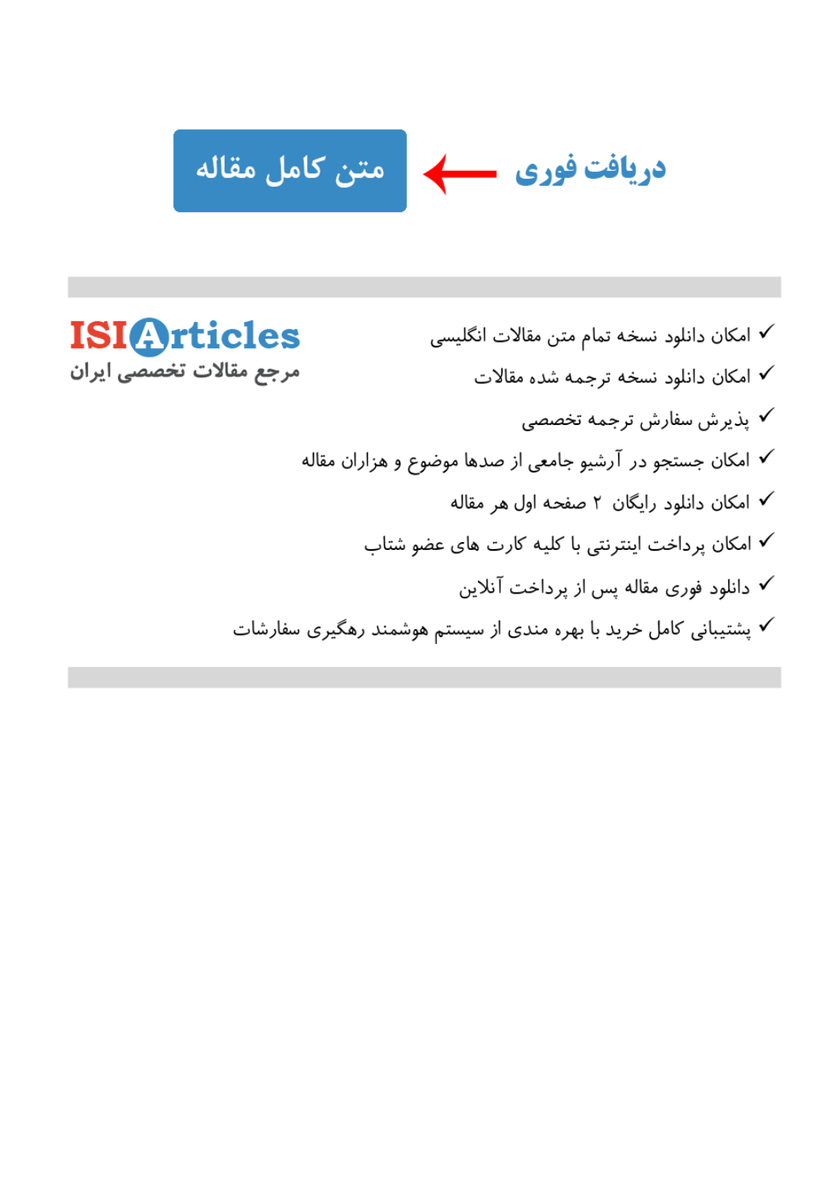دریافت فوری ← **متن کامل مقاله**

**ISIArticles**
مرجع مقالات تخصصی ایران

- ✓ امکان دانلود نسخه تمام متن مقالات انگلیسی
- ✓ امکان دانلود نسخه ترجمه شده مقالات
- ✓ پذیرش سفارش ترجمه تخصصی
- ✓ امکان جستجو در آرشیو جامعی از صدها موضوع و هزاران مقاله
- ✓ امکان دانلود رایگان ۲ صفحه اول هر مقاله
- ✓ امکان پرداخت اینترنتی با کلیه کارت های عضو شتاب
- ✓ دانلود فوری مقاله پس از پرداخت آنلاین
- ✓ پشتیبانی کامل خرید با بهره مندی از سیستم هوشمند رهگیری سفارشات